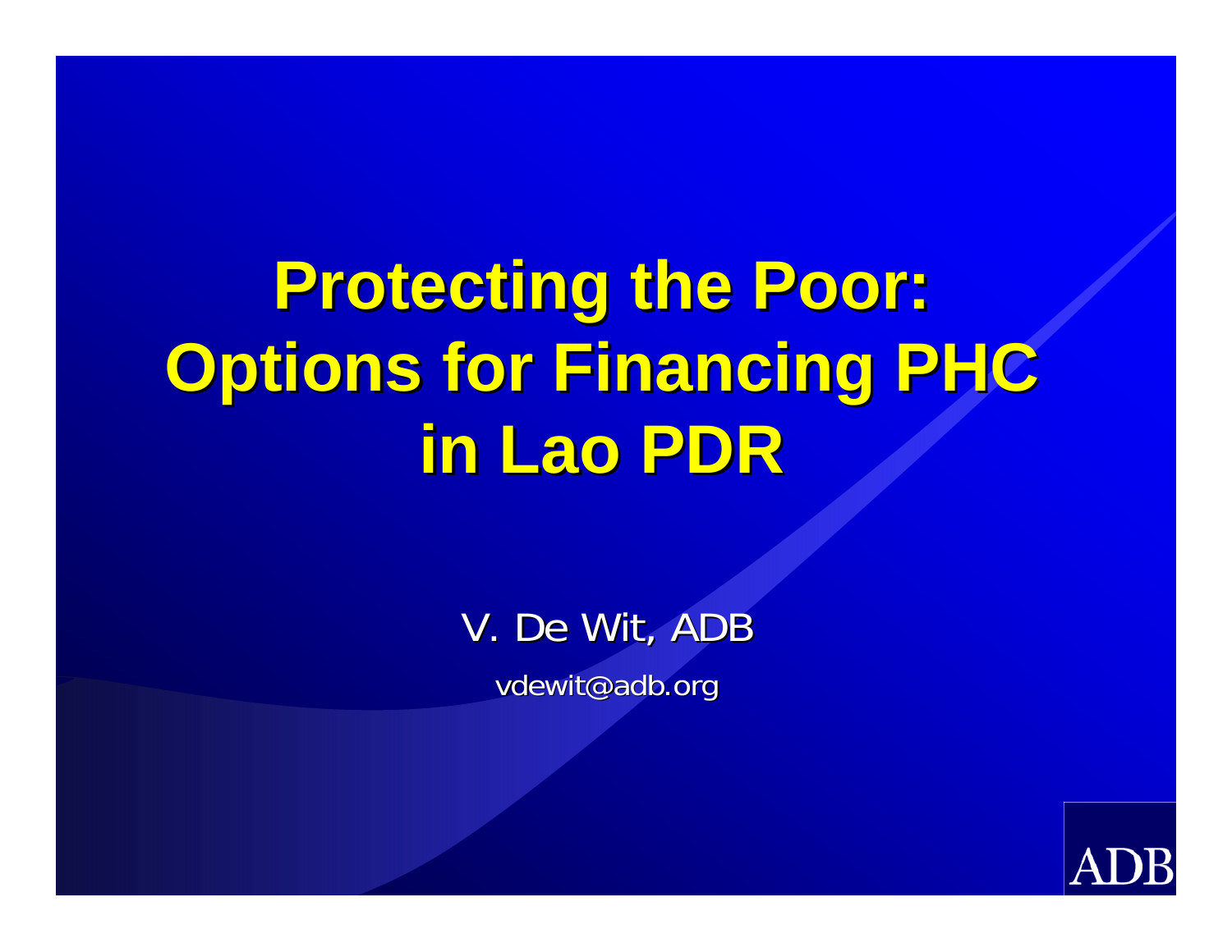# Protecting the Poor: Options for Financing PHC in Lao PDR

V. De Wit, ADB

vdewit@adb.org

ADB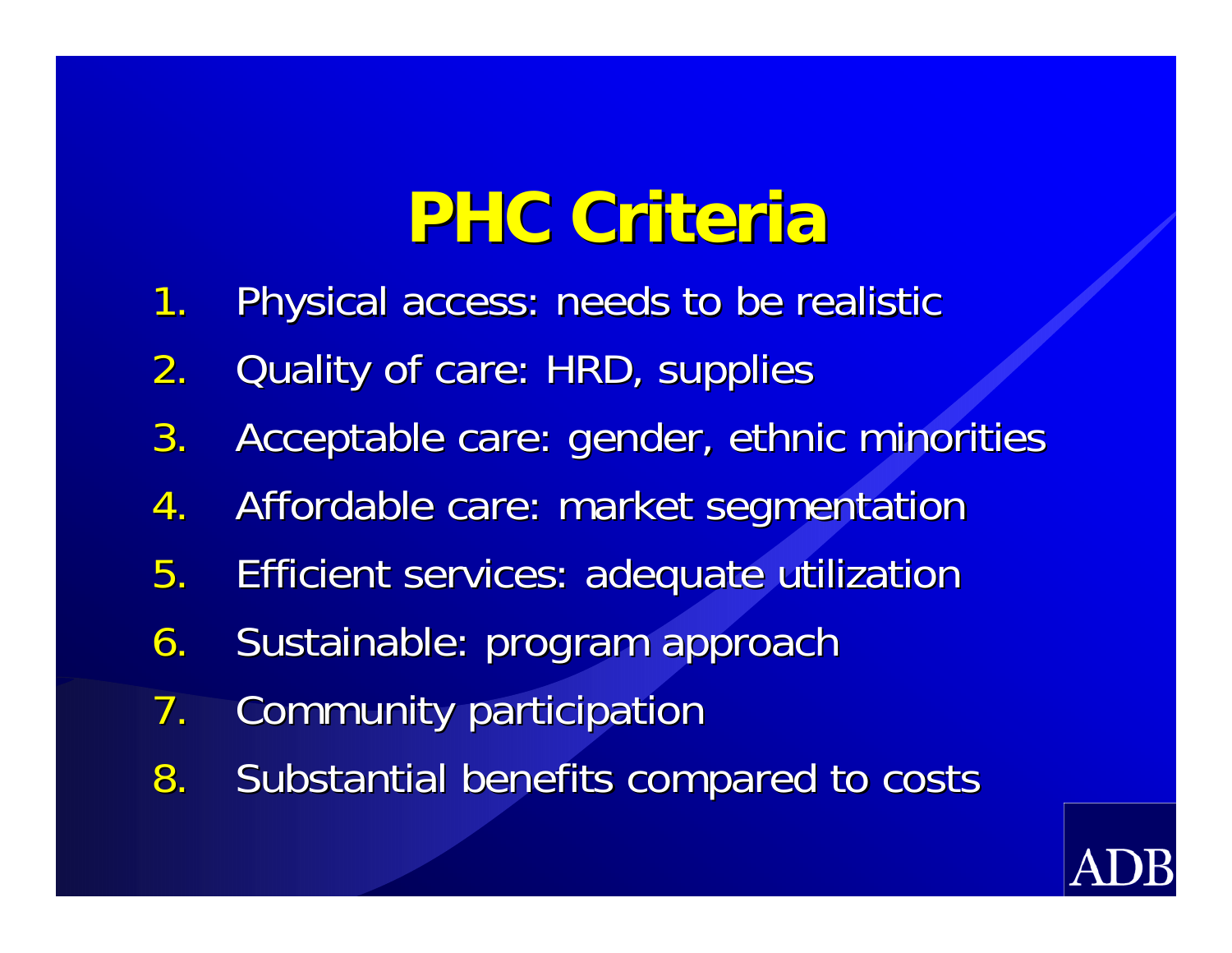# PHC Criteria

1. Physical access: needs to be realistic
2. Quality of care: HRD, supplies
3. Acceptable care: gender, ethnic minorities
4. Affordable care: market segmentation
5. Efficient services: adequate utilization
6. Sustainable: program approach
7. Community participation
8. Substantial benefits compared to costs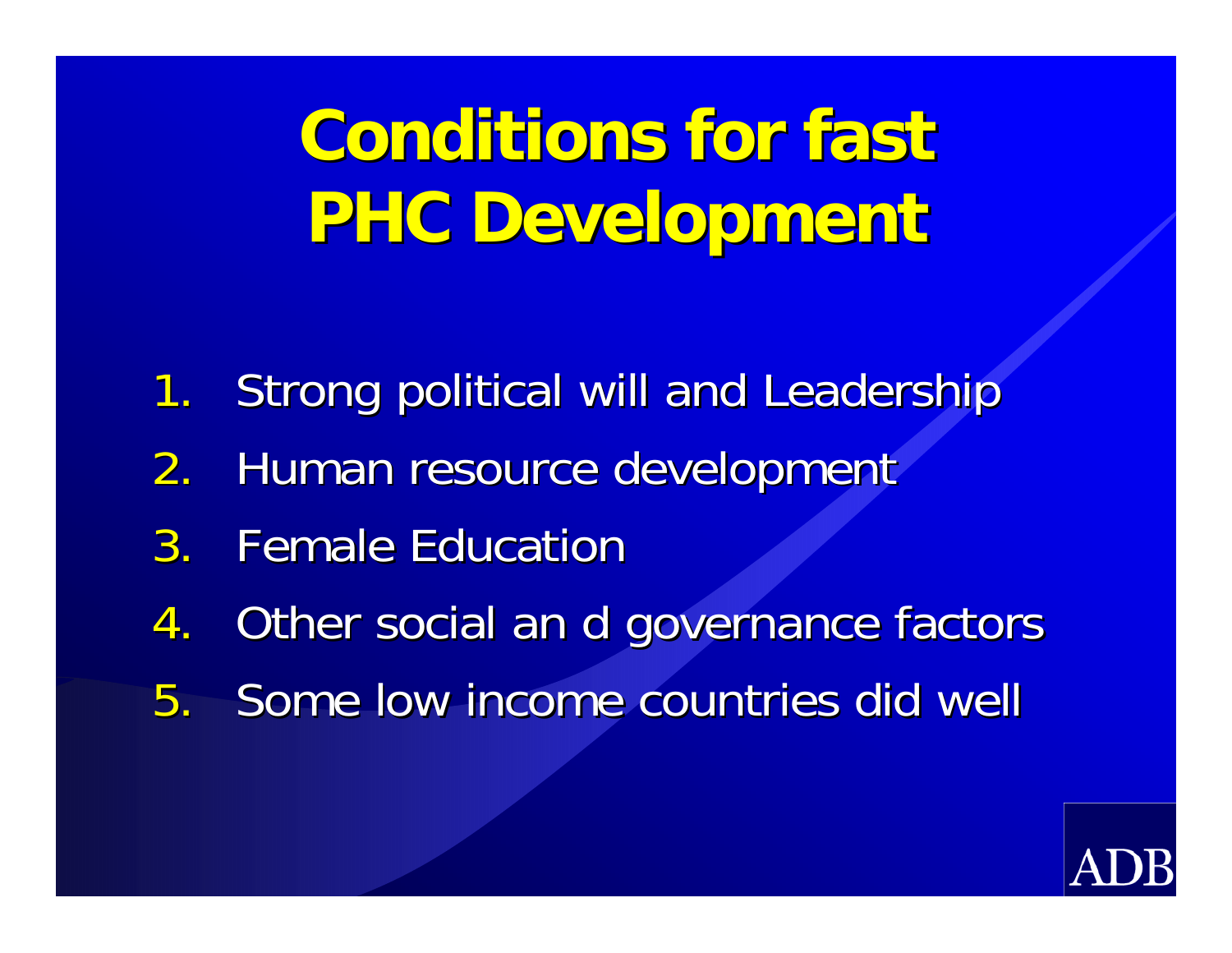# Conditions for fast PHC Development

1. Strong political will and Leadership
2. Human resource development
3. Female Education
4. Other social an d governance factors
5. Some low income countries did well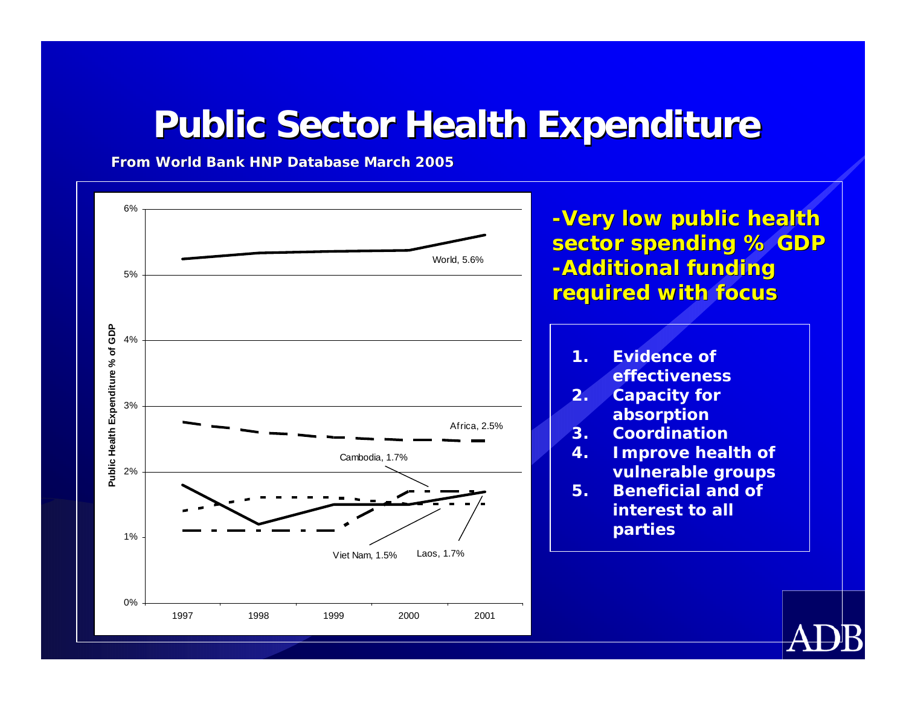# Public Sector Health Expenditure

**From World Bank HNP Database March 2005**

Public Health Expenditure % of GDP

6%
5%
4%
3%
2%
1%
0%

1997 1998 1999 2000 2001

World, 5.6%

Africa, 2.5%

Cambodia, 1.7%

Viet Nam, 1.5%

Laos, 1.7%

**-Very low public health sector spending % GDP**
**-Additional funding required with focus**

1. **Evidence of effectiveness**
2. **Capacity for absorption**
3. **Coordination**
4. **Improve health of vulnerable groups**
5. **Beneficial and of interest to all parties**

ADB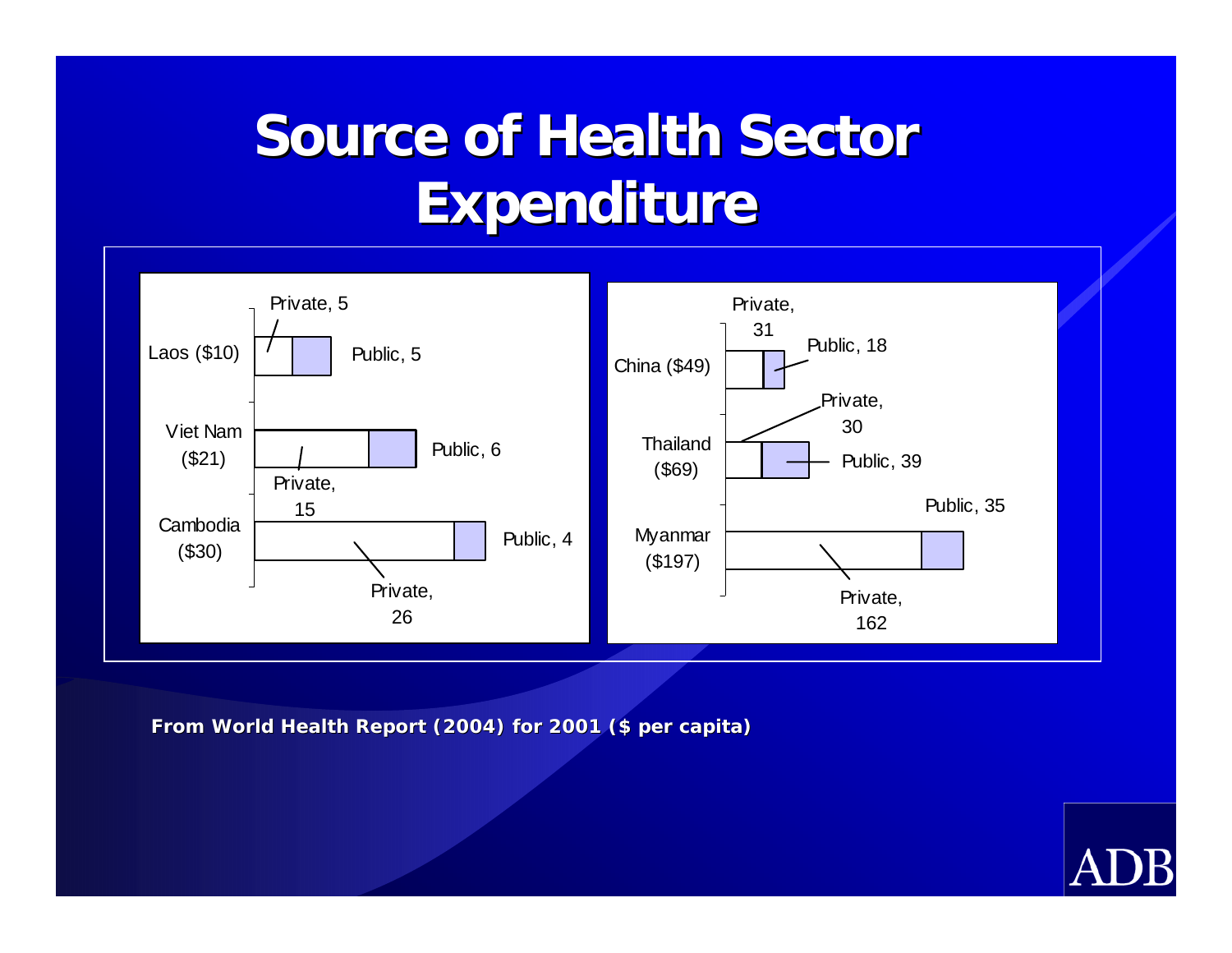# Source of Health Sector Expenditure

| Country | Private | Public |
| --- | --- | --- |
| Laos ($10) | 5 | 5 |
| Viet Nam ($21) | 15 | 6 |
| Cambodia ($30) | 26 | 4 |
| China ($49) | 31 | 18 |
| Thailand ($69) | 30 | 39 |
| Myanmar ($197) | 162 | 35 |

**From World Health Report (2004) for 2001 ($ per capita)**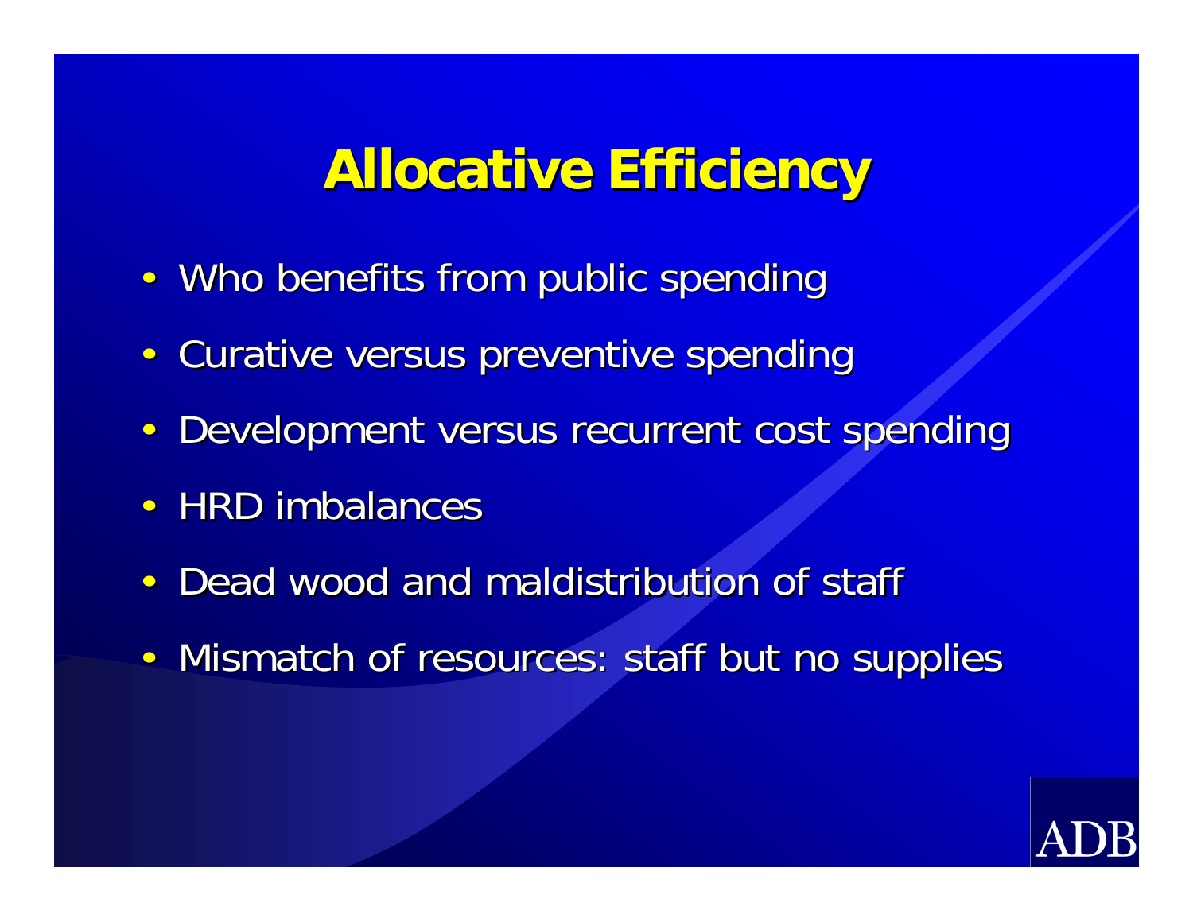# Allocative Efficiency

- Who benefits from public spending
- Curative versus preventive spending
- Development versus recurrent cost spending
- HRD imbalances
- Dead wood and maldistribution of staff
- Mismatch of resources: staff but no supplies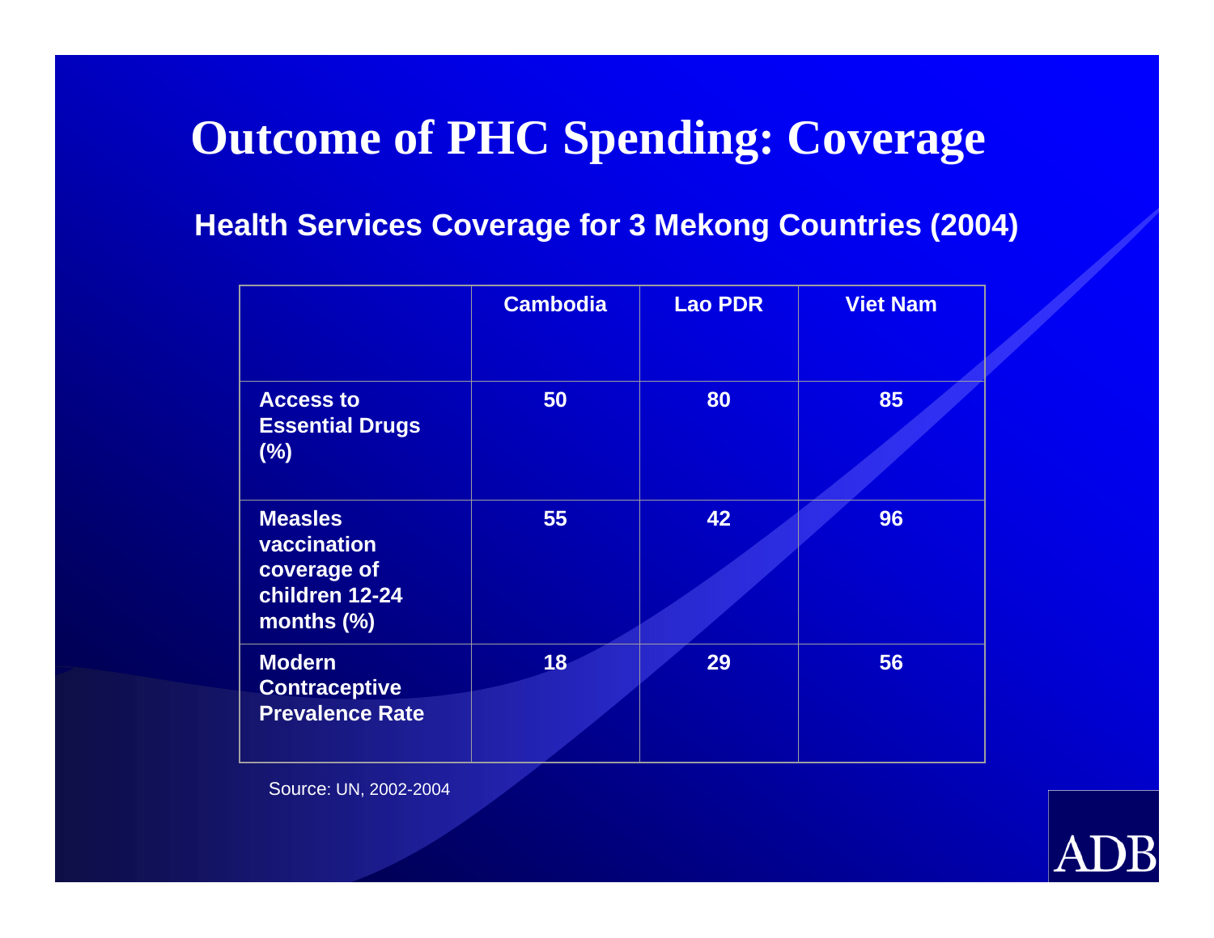# Outcome of PHC Spending: Coverage

## Health Services Coverage for 3 Mekong Countries (2004)

| | Cambodia | Lao PDR | Viet Nam |
|---|---|---|---|
| Access to Essential Drugs (%) | 50 | 80 | 85 |
| Measles vaccination coverage of children 12-24 months (%) | 55 | 42 | 96 |
| Modern Contraceptive Prevalence Rate | 18 | 29 | 56 |

Source: UN, 2002-2004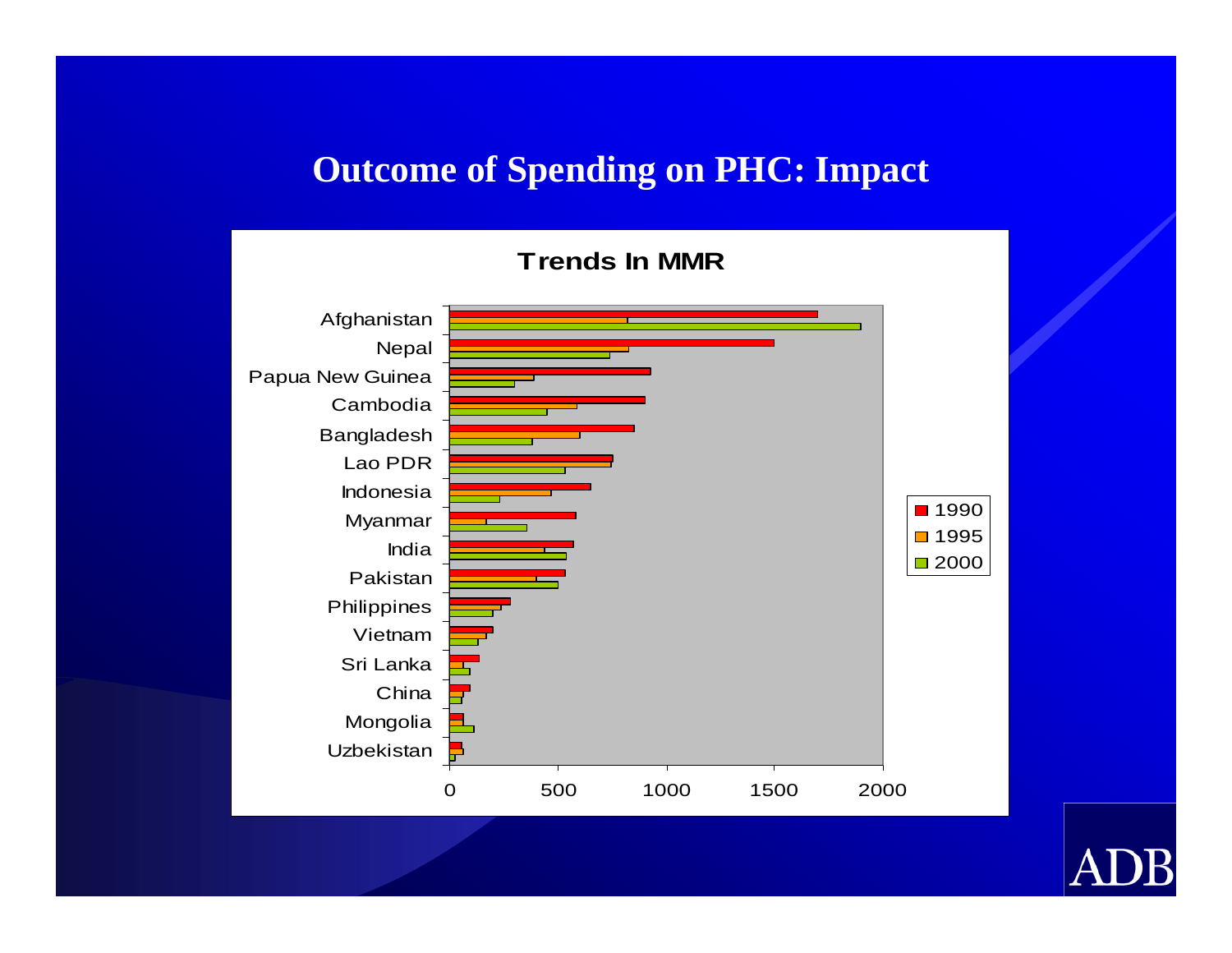# Outcome of Spending on PHC: Impact

**Trends In MMR**

| Country | 1990 | 1995 | 2000 |
|---|---|---|---|
| Afghanistan | | | |
| Nepal | | | |
| Papua New Guinea | | | |
| Cambodia | | | |
| Bangladesh | | | |
| Lao PDR | | | |
| Indonesia | | | |
| Myanmar | | | |
| India | | | |
| Pakistan | | | |
| Philippines | | | |
| Vietnam | | | |
| Sri Lanka | | | |
| China | | | |
| Mongolia | | | |
| Uzbekistan | | | |

0 500 1000 1500 2000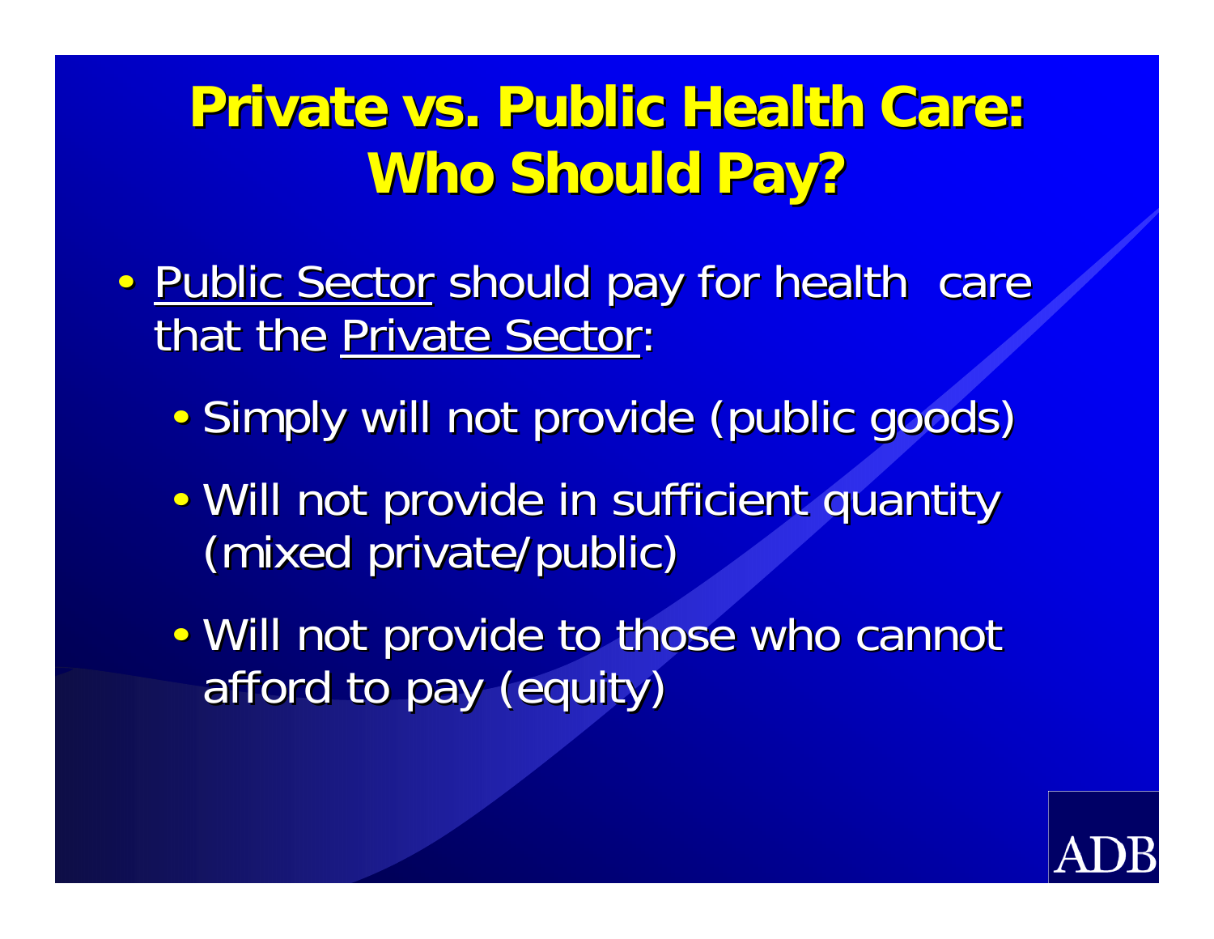# Private vs. Public Health Care: Who Should Pay?

- Public Sector should pay for health care that the Private Sector:
  - Simply will not provide (public goods)
  - Will not provide in sufficient quantity (mixed private/public)
  - Will not provide to those who cannot afford to pay (equity)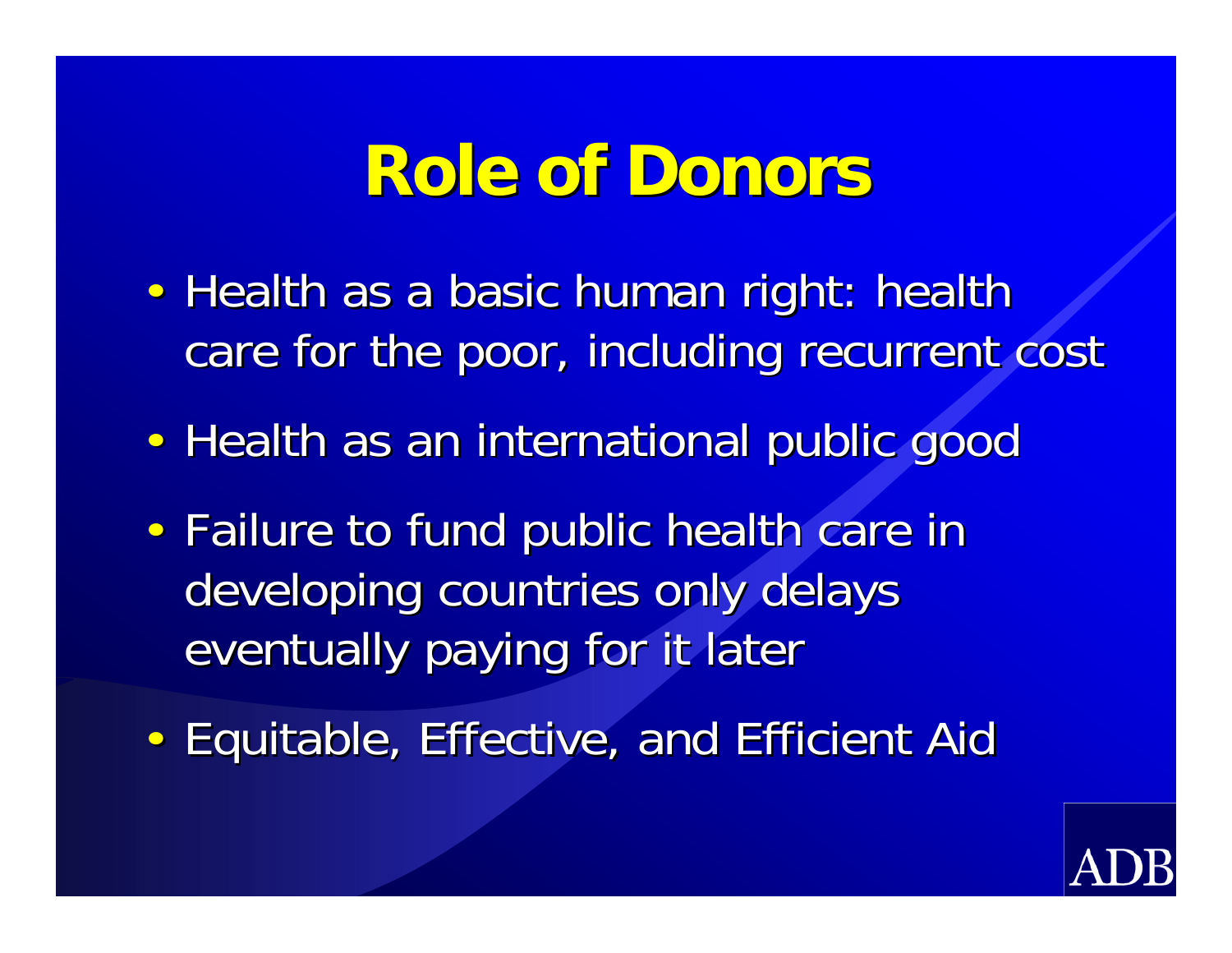# Role of Donors

- Health as a basic human right: health care for the poor, including recurrent cost
- Health as an international public good
- Failure to fund public health care in developing countries only delays eventually paying for it later
- Equitable, Effective, and Efficient Aid

ADB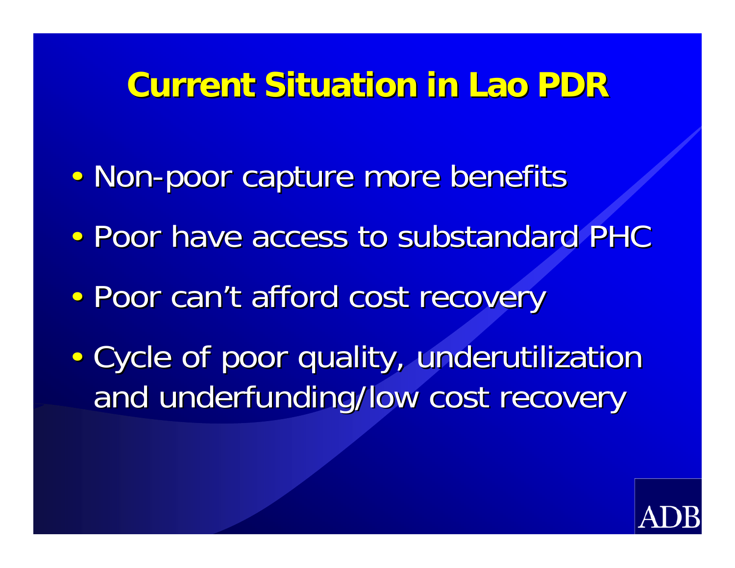# Current Situation in Lao PDR

- Non-poor capture more benefits
- Poor have access to substandard PHC
- Poor can't afford cost recovery
- Cycle of poor quality, underutilization and underfunding/low cost recovery

ADB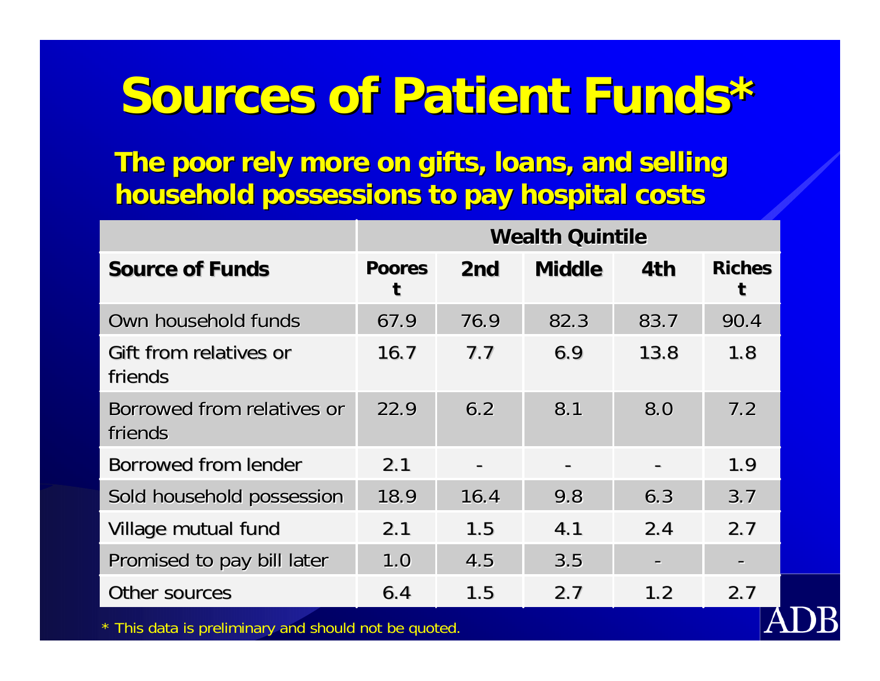# Sources of Patient Funds*

**The poor rely more on gifts, loans, and selling household possessions to pay hospital costs**

| | Wealth Quintile | | | | |
|---|---|---|---|---|---|
| **Source of Funds** | **Poorest** | **2nd** | **Middle** | **4th** | **Richest** |
| Own household funds | 67.9 | 76.9 | 82.3 | 83.7 | 90.4 |
| Gift from relatives or friends | 16.7 | 7.7 | 6.9 | 13.8 | 1.8 |
| Borrowed from relatives or friends | 22.9 | 6.2 | 8.1 | 8.0 | 7.2 |
| Borrowed from lender | 2.1 | - | - | - | 1.9 |
| Sold household possession | 18.9 | 16.4 | 9.8 | 6.3 | 3.7 |
| Village mutual fund | 2.1 | 1.5 | 4.1 | 2.4 | 2.7 |
| Promised to pay bill later | 1.0 | 4.5 | 3.5 | - | - |
| Other sources | 6.4 | 1.5 | 2.7 | 1.2 | 2.7 |

* This data is preliminary and should not be quoted.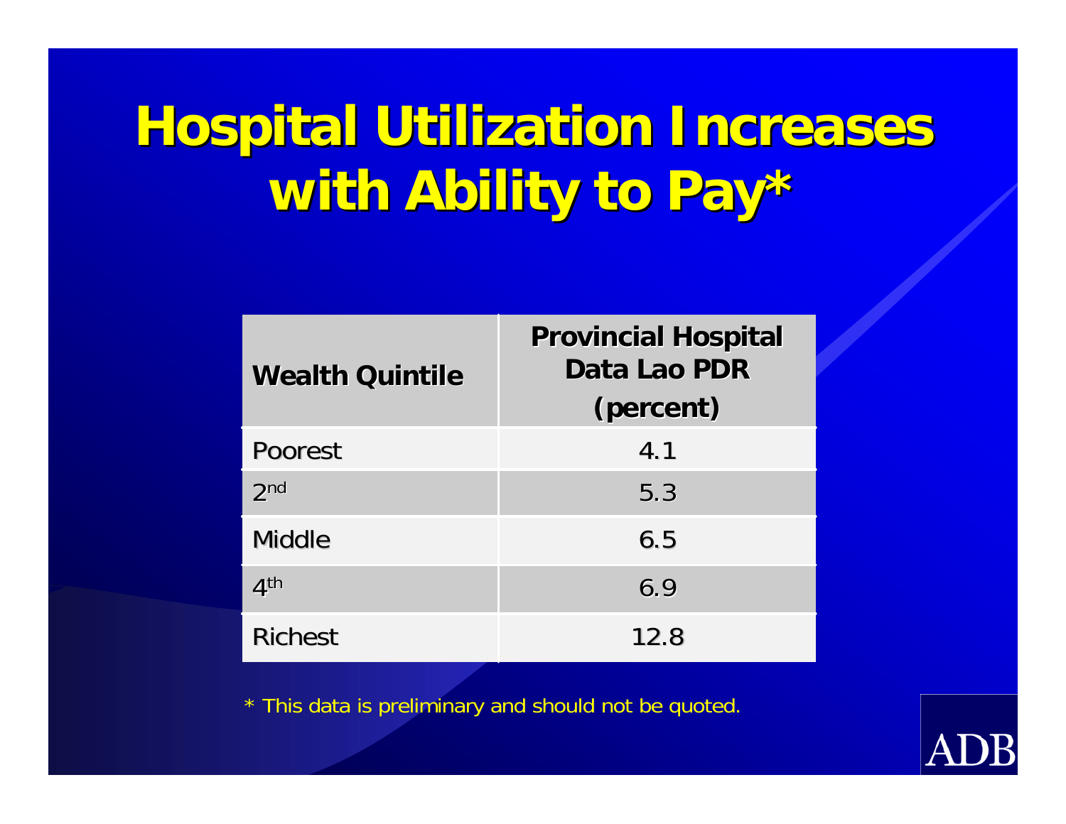# Hospital Utilization Increases with Ability to Pay*

| Wealth Quintile | Provincial Hospital Data Lao PDR (percent) |
| --- | --- |
| Poorest | 4.1 |
| 2nd | 5.3 |
| Middle | 6.5 |
| 4th | 6.9 |
| Richest | 12.8 |

* This data is preliminary and should not be quoted.

ADB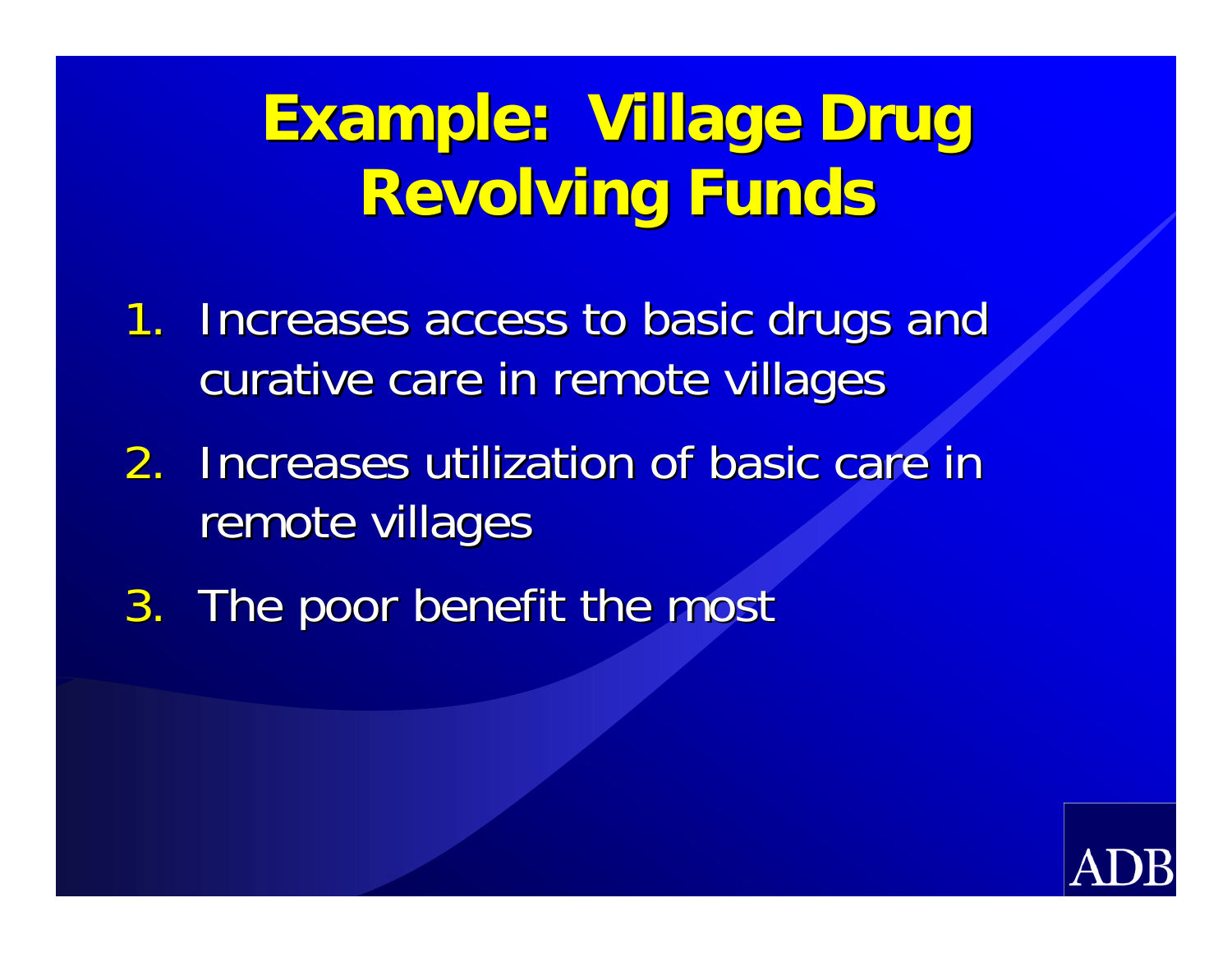# Example: Village Drug Revolving Funds

1. Increases access to basic drugs and curative care in remote villages
2. Increases utilization of basic care in remote villages
3. The poor benefit the most

ADB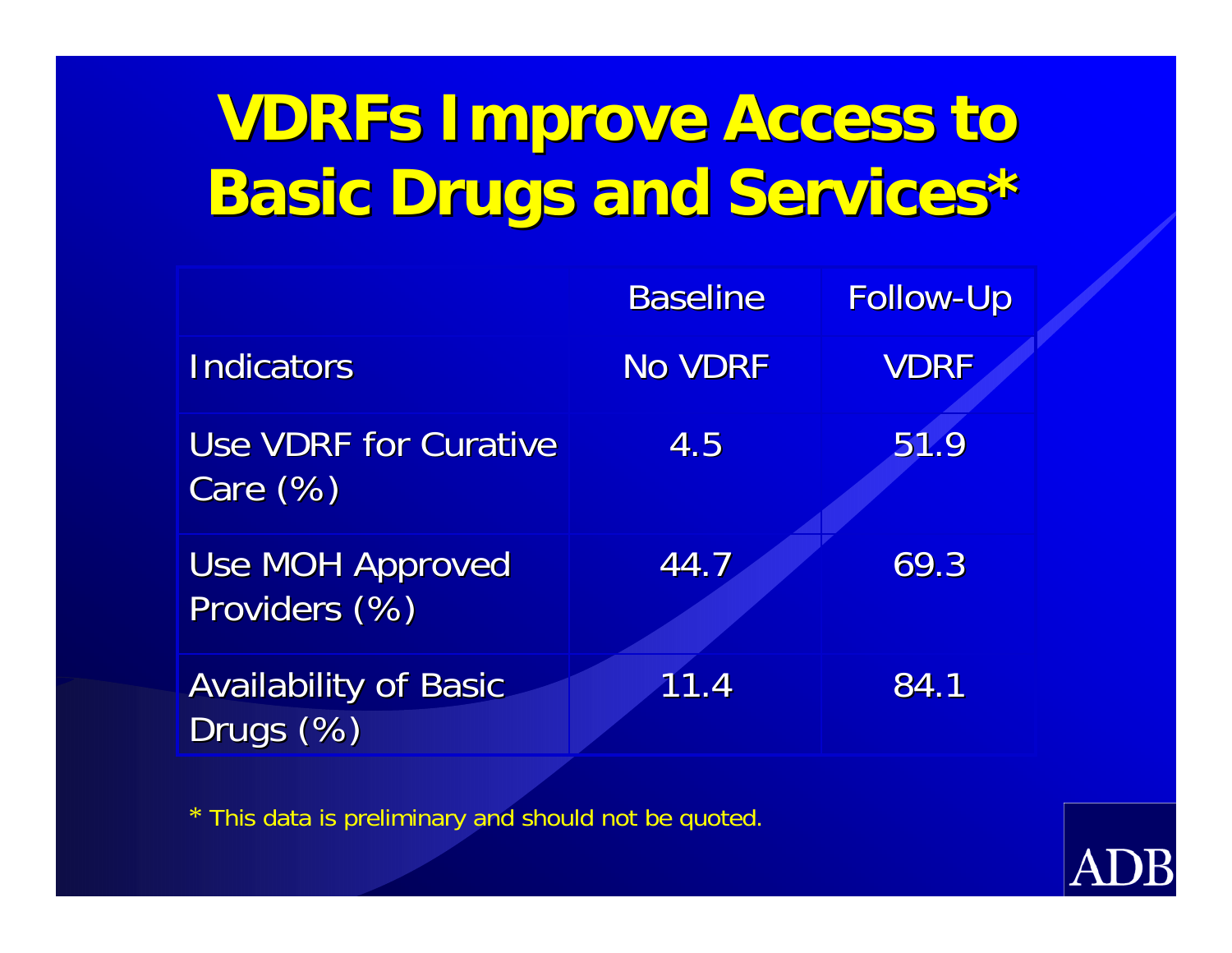# VDRFs Improve Access to Basic Drugs and Services*

| | Baseline | Follow-Up |
|---|---|---|
| Indicators | No VDRF | VDRF |
| Use VDRF for Curative Care (%) | 4.5 | 51.9 |
| Use MOH Approved Providers (%) | 44.7 | 69.3 |
| Availability of Basic Drugs (%) | 11.4 | 84.1 |

* This data is preliminary and should not be quoted.

ADB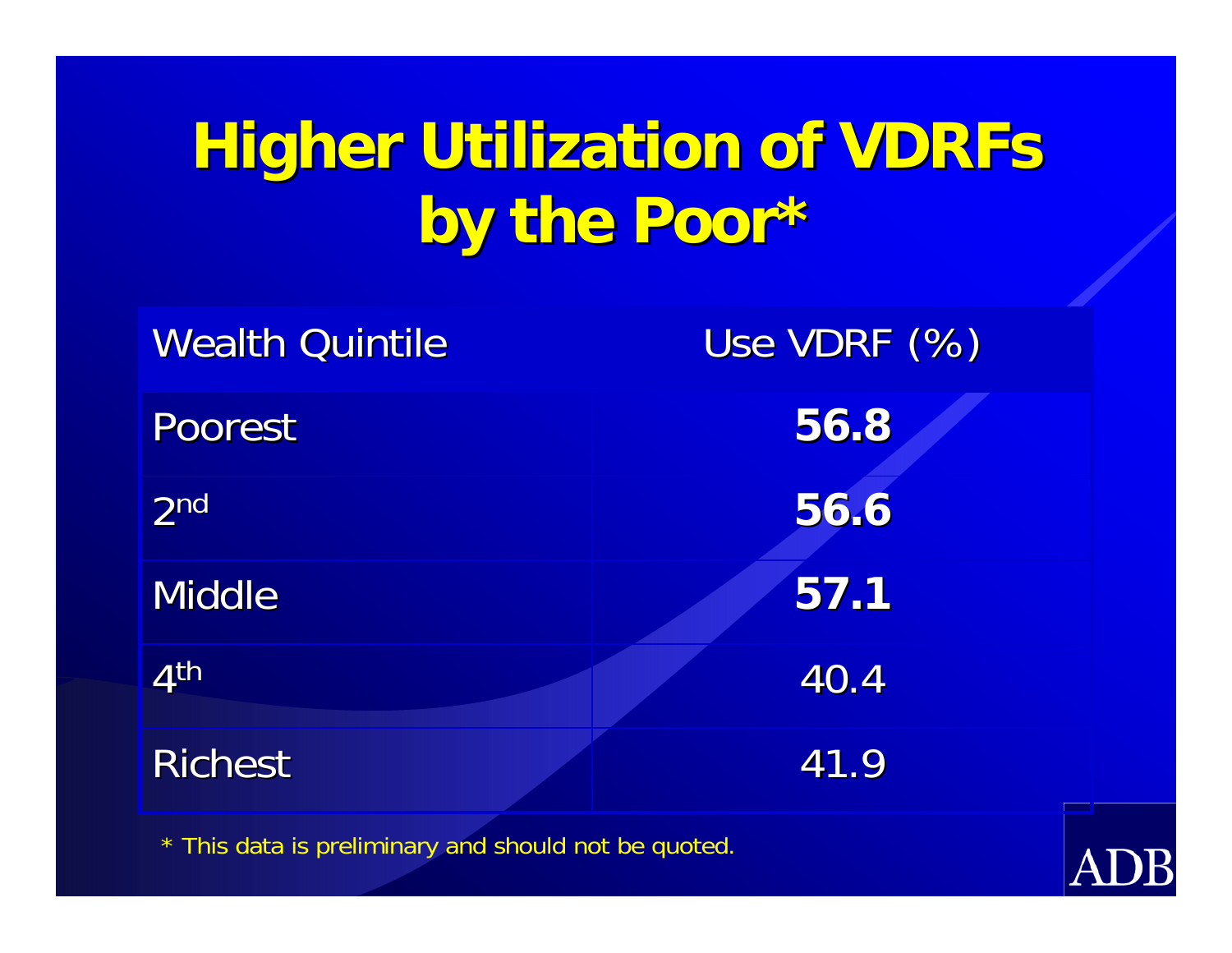# Higher Utilization of VDRFs by the Poor*

| Wealth Quintile | Use VDRF (%) |
|---|---|
| Poorest | **56.8** |
| 2nd | **56.6** |
| Middle | **57.1** |
| 4th | 40.4 |
| Richest | 41.9 |

* This data is preliminary and should not be quoted.

ADB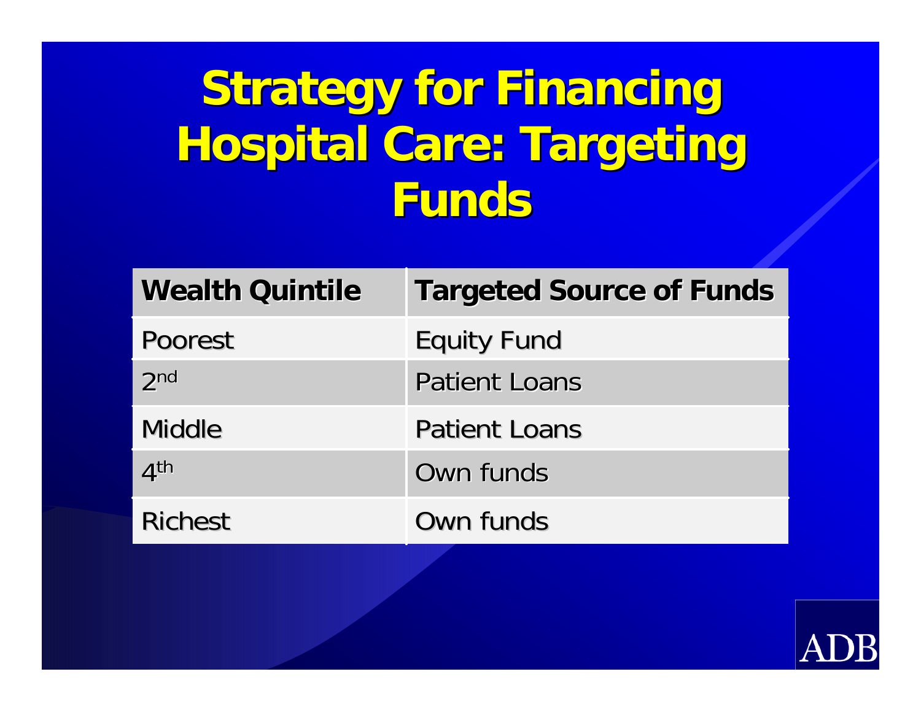# Strategy for Financing Hospital Care: Targeting Funds

| Wealth Quintile | Targeted Source of Funds |
|---|---|
| Poorest | Equity Fund |
| $2^{nd}$ | Patient Loans |
| Middle | Patient Loans |
| $4^{th}$ | Own funds |
| Richest | Own funds |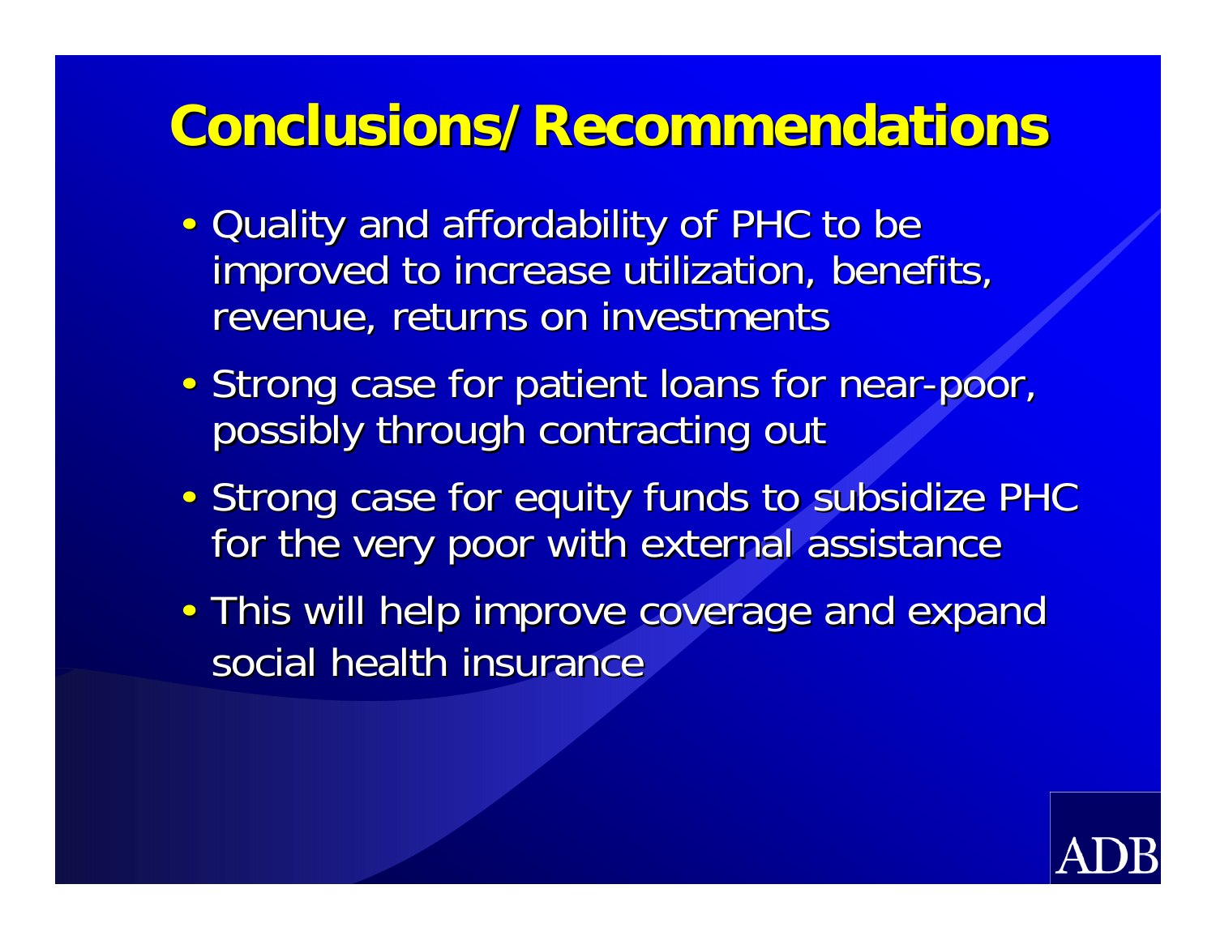# Conclusions/Recommendations

- Quality and affordability of PHC to be improved to increase utilization, benefits, revenue, returns on investments
- Strong case for patient loans for near-poor, possibly through contracting out
- Strong case for equity funds to subsidize PHC for the very poor with external assistance
- This will help improve coverage and expand social health insurance

ADB